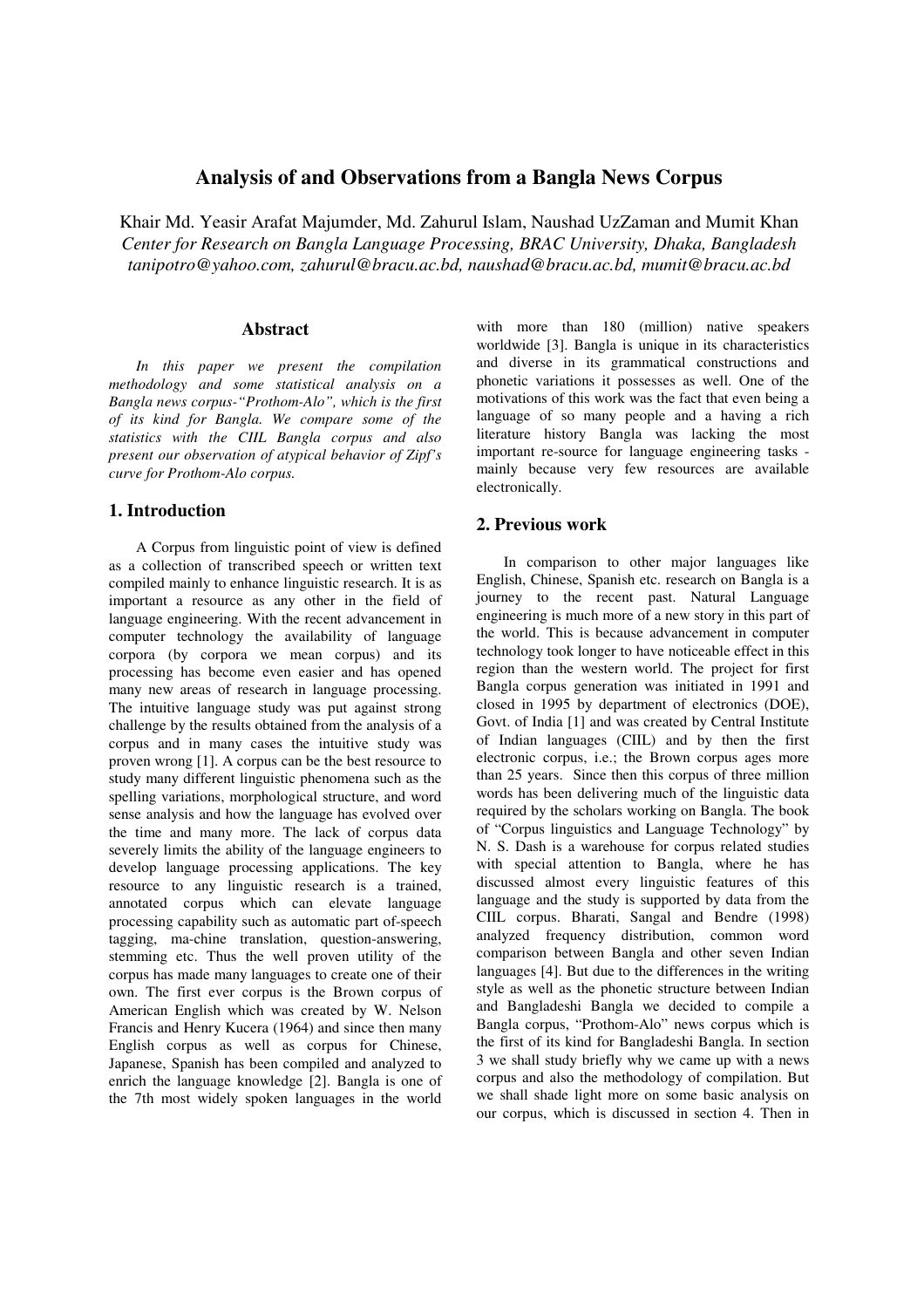# Analysis of and Observations from a Bangla News Corpus

Khair Md. Yeasir Arafat Majumder, Md. Zahurul Islam, Naushad UzZaman and Mumit Khan
*Center for Research on Bangla Language Processing, BRAC University, Dhaka, Bangladesh*
*tanipotro@yahoo.com, zahurul@bracu.ac.bd, naushad@bracu.ac.bd, mumit@bracu.ac.bd*

## Abstract

*In this paper we present the compilation methodology and some statistical analysis on a Bangla news corpus-"Prothom-Alo", which is the first of its kind for Bangla. We compare some of the statistics with the CIIL Bangla corpus and also present our observation of atypical behavior of Zipf's curve for Prothom-Alo corpus.*

## 1. Introduction

A Corpus from linguistic point of view is defined as a collection of transcribed speech or written text compiled mainly to enhance linguistic research. It is as important a resource as any other in the field of language engineering. With the recent advancement in computer technology the availability of language corpora (by corpora we mean corpus) and its processing has become even easier and has opened many new areas of research in language processing. The intuitive language study was put against strong challenge by the results obtained from the analysis of a corpus and in many cases the intuitive study was proven wrong [1]. A corpus can be the best resource to study many different linguistic phenomena such as the spelling variations, morphological structure, and word sense analysis and how the language has evolved over the time and many more. The lack of corpus data severely limits the ability of the language engineers to develop language processing applications. The key resource to any linguistic research is a trained, annotated corpus which can elevate language processing capability such as automatic part of-speech tagging, ma-chine translation, question-answering, stemming etc. Thus the well proven utility of the corpus has made many languages to create one of their own. The first ever corpus is the Brown corpus of American English which was created by W. Nelson Francis and Henry Kucera (1964) and since then many English corpus as well as corpus for Chinese, Japanese, Spanish has been compiled and analyzed to enrich the language knowledge [2]. Bangla is one of the 7th most widely spoken languages in the world with more than 180 (million) native speakers worldwide [3]. Bangla is unique in its characteristics and diverse in its grammatical constructions and phonetic variations it possesses as well. One of the motivations of this work was the fact that even being a language of so many people and a having a rich literature history Bangla was lacking the most important re-source for language engineering tasks - mainly because very few resources are available electronically.

## 2. Previous work

In comparison to other major languages like English, Chinese, Spanish etc. research on Bangla is a journey to the recent past. Natural Language engineering is much more of a new story in this part of the world. This is because advancement in computer technology took longer to have noticeable effect in this region than the western world. The project for first Bangla corpus generation was initiated in 1991 and closed in 1995 by department of electronics (DOE), Govt. of India [1] and was created by Central Institute of Indian languages (CIIL) and by then the first electronic corpus, i.e.; the Brown corpus ages more than 25 years. Since then this corpus of three million words has been delivering much of the linguistic data required by the scholars working on Bangla. The book of "Corpus linguistics and Language Technology" by N. S. Dash is a warehouse for corpus related studies with special attention to Bangla, where he has discussed almost every linguistic features of this language and the study is supported by data from the CIIL corpus. Bharati, Sangal and Bendre (1998) analyzed frequency distribution, common word comparison between Bangla and other seven Indian languages [4]. But due to the differences in the writing style as well as the phonetic structure between Indian and Bangladeshi Bangla we decided to compile a Bangla corpus, "Prothom-Alo" news corpus which is the first of its kind for Bangladeshi Bangla. In section 3 we shall study briefly why we came up with a news corpus and also the methodology of compilation. But we shall shade light more on some basic analysis on our corpus, which is discussed in section 4. Then in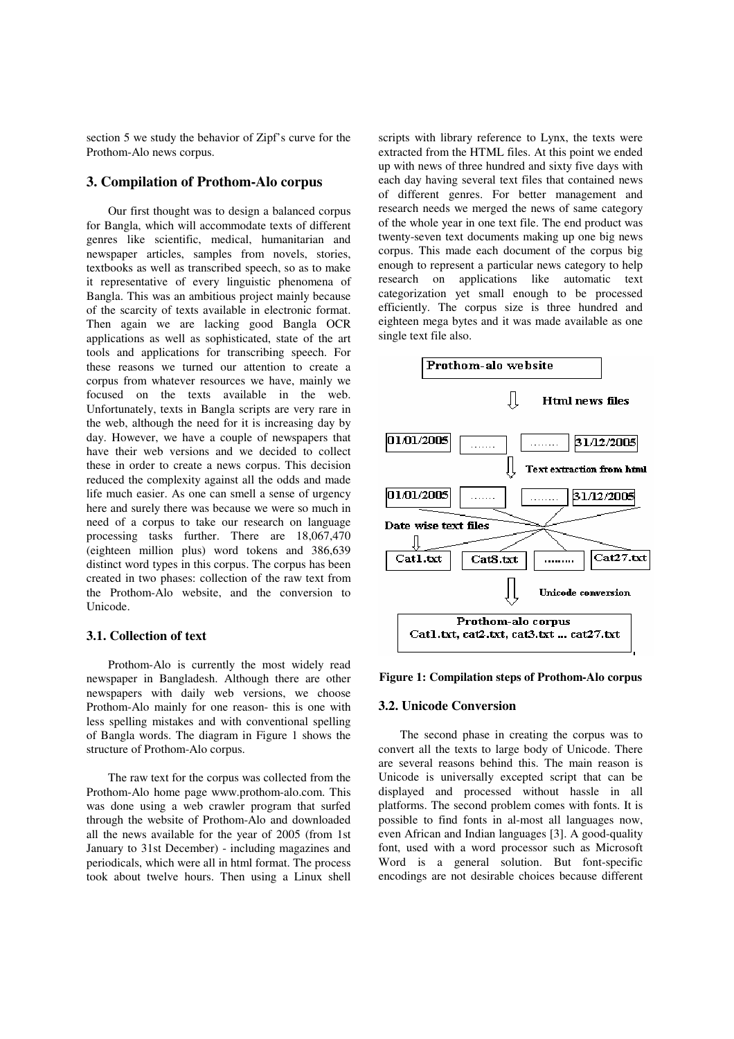section 5 we study the behavior of Zipf's curve for the Prothom-Alo news corpus.

## 3. Compilation of Prothom-Alo corpus

Our first thought was to design a balanced corpus for Bangla, which will accommodate texts of different genres like scientific, medical, humanitarian and newspaper articles, samples from novels, stories, textbooks as well as transcribed speech, so as to make it representative of every linguistic phenomena of Bangla. This was an ambitious project mainly because of the scarcity of texts available in electronic format. Then again we are lacking good Bangla OCR applications as well as sophisticated, state of the art tools and applications for transcribing speech. For these reasons we turned our attention to create a corpus from whatever resources we have, mainly we focused on the texts available in the web. Unfortunately, texts in Bangla scripts are very rare in the web, although the need for it is increasing day by day. However, we have a couple of newspapers that have their web versions and we decided to collect these in order to create a news corpus. This decision reduced the complexity against all the odds and made life much easier. As one can smell a sense of urgency here and surely there was because we were so much in need of a corpus to take our research on language processing tasks further. There are 18,067,470 (eighteen million plus) word tokens and 386,639 distinct word types in this corpus. The corpus has been created in two phases: collection of the raw text from the Prothom-Alo website, and the conversion to Unicode.

### 3.1. Collection of text

Prothom-Alo is currently the most widely read newspaper in Bangladesh. Although there are other newspapers with daily web versions, we choose Prothom-Alo mainly for one reason- this is one with less spelling mistakes and with conventional spelling of Bangla words. The diagram in Figure 1 shows the structure of Prothom-Alo corpus.

The raw text for the corpus was collected from the Prothom-Alo home page www.prothom-alo.com. This was done using a web crawler program that surfed through the website of Prothom-Alo and downloaded all the news available for the year of 2005 (from 1st January to 31st December) - including magazines and periodicals, which were all in html format. The process took about twelve hours. Then using a Linux shell scripts with library reference to Lynx, the texts were extracted from the HTML files. At this point we ended up with news of three hundred and sixty five days with each day having several text files that contained news of different genres. For better management and research needs we merged the news of same category of the whole year in one text file. The end product was twenty-seven text documents making up one big news corpus. This made each document of the corpus big enough to represent a particular news category to help research on applications like automatic text categorization yet small enough to be processed efficiently. The corpus size is three hundred and eighteen mega bytes and it was made available as one single text file also.

**Figure 1: Compilation steps of Prothom-Alo corpus**

### 3.2. Unicode Conversion

The second phase in creating the corpus was to convert all the texts to large body of Unicode. There are several reasons behind this. The main reason is Unicode is universally excepted script that can be displayed and processed without hassle in all platforms. The second problem comes with fonts. It is possible to find fonts in al-most all languages now, even African and Indian languages [3]. A good-quality font, used with a word processor such as Microsoft Word is a general solution. But font-specific encodings are not desirable choices because different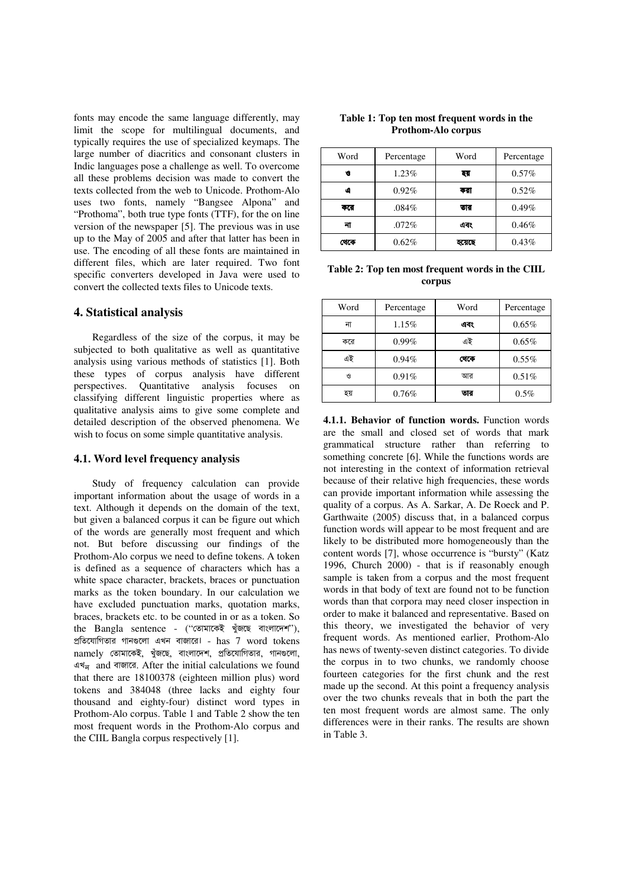fonts may encode the same language differently, may limit the scope for multilingual documents, and typically requires the use of specialized keymaps. The large number of diacritics and consonant clusters in Indic languages pose a challenge as well. To overcome all these problems decision was made to convert the texts collected from the web to Unicode. Prothom-Alo uses two fonts, namely "Bangsee Alpona" and "Prothoma", both true type fonts (TTF), for the on line version of the newspaper [5]. The previous was in use up to the May of 2005 and after that latter has been in use. The encoding of all these fonts are maintained in different files, which are later required. Two font specific converters developed in Java were used to convert the collected texts files to Unicode texts.

## 4. Statistical analysis

Regardless of the size of the corpus, it may be subjected to both qualitative as well as quantitative analysis using various methods of statistics [1]. Both these types of corpus analysis have different perspectives. Quantitative analysis focuses on classifying different linguistic properties where as qualitative analysis aims to give some complete and detailed description of the observed phenomena. We wish to focus on some simple quantitative analysis.

### 4.1. Word level frequency analysis

Study of frequency calculation can provide important information about the usage of words in a text. Although it depends on the domain of the text, but given a balanced corpus it can be figure out which of the words are generally most frequent and which not. But before discussing our findings of the Prothom-Alo corpus we need to define tokens. A token is defined as a sequence of characters which has a white space character, brackets, braces or punctuation marks as the token boundary. In our calculation we have excluded punctuation marks, quotation marks, braces, brackets etc. to be counted in or as a token. So the Bangla sentence - ("তোমাকেই খুঁজছে বাংলাদেশ"), প্রতিযোগিতার গানগুলো এখন বাজারে। - has 7 word tokens namely তোমাকেই, খুঁজছে, বাংলাদেশ, প্রতিযোগিতার, গানগুলো, এখন and বাজারে. After the initial calculations we found that there are 18100378 (eighteen million plus) word tokens and 384048 (three lacks and eighty four thousand and eighty-four) distinct word types in Prothom-Alo corpus. Table 1 and Table 2 show the ten most frequent words in the Prothom-Alo corpus and the CIIL Bangla corpus respectively [1].

**Table 1: Top ten most frequent words in the Prothom-Alo corpus**

| Word | Percentage | Word | Percentage |
|---|---|---|---|
| ও | 1.23% | হয় | 0.57% |
| এ | 0.92% | করা | 0.52% |
| করে | .084% | তার | 0.49% |
| না | .072% | এবং | 0.46% |
| থেকে | 0.62% | হয়েছে | 0.43% |

**Table 2: Top ten most frequent words in the CIIL corpus**

| Word | Percentage | Word | Percentage |
|---|---|---|---|
| না | 1.15% | এবং | 0.65% |
| করে | 0.99% | এই | 0.65% |
| এই | 0.94% | থেকে | 0.55% |
| ও | 0.91% | আর | 0.51% |
| হয় | 0.76% | তার | 0.5% |

**4.1.1. Behavior of function words.** Function words are the small and closed set of words that mark grammatical structure rather than referring to something concrete [6]. While the functions words are not interesting in the context of information retrieval because of their relative high frequencies, these words can provide important information while assessing the quality of a corpus. As A. Sarkar, A. De Roeck and P. Garthwaite (2005) discuss that, in a balanced corpus function words will appear to be most frequent and are likely to be distributed more homogeneously than the content words [7], whose occurrence is "bursty" (Katz 1996, Church 2000) - that is if reasonably enough sample is taken from a corpus and the most frequent words in that body of text are found not to be function words than that corpora may need closer inspection in order to make it balanced and representative. Based on this theory, we investigated the behavior of very frequent words. As mentioned earlier, Prothom-Alo has news of twenty-seven distinct categories. To divide the corpus in to two chunks, we randomly choose fourteen categories for the first chunk and the rest made up the second. At this point a frequency analysis over the two chunks reveals that in both the part the ten most frequent words are almost same. The only differences were in their ranks. The results are shown in Table 3.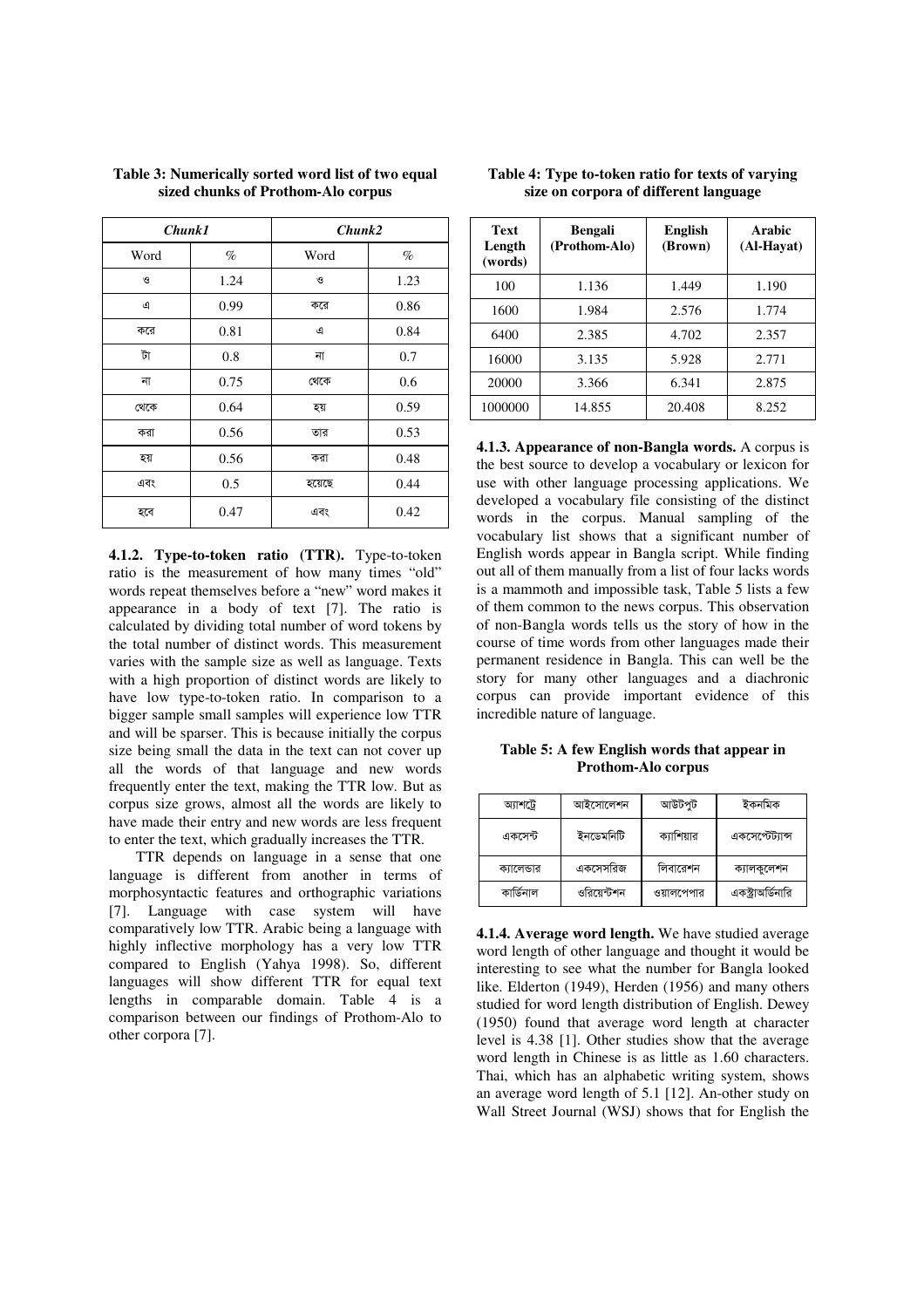**Table 3: Numerically sorted word list of two equal sized chunks of Prothom-Alo corpus**

| *Chunk1* | | *Chunk2* | |
|---|---|---|---|
| Word | % | Word | % |
| ও | 1.24 | ও | 1.23 |
| এ | 0.99 | করে | 0.86 |
| করে | 0.81 | এ | 0.84 |
| টা | 0.8 | না | 0.7 |
| না | 0.75 | থেকে | 0.6 |
| থেকে | 0.64 | হয় | 0.59 |
| করা | 0.56 | তার | 0.53 |
| হয় | 0.56 | করা | 0.48 |
| এবং | 0.5 | হয়েছে | 0.44 |
| হবে | 0.47 | এবং | 0.42 |

**4.1.2. Type-to-token ratio (TTR).** Type-to-token ratio is the measurement of how many times "old" words repeat themselves before a "new" word makes it appearance in a body of text [7]. The ratio is calculated by dividing total number of word tokens by the total number of distinct words. This measurement varies with the sample size as well as language. Texts with a high proportion of distinct words are likely to have low type-to-token ratio. In comparison to a bigger sample small samples will experience low TTR and will be sparser. This is because initially the corpus size being small the data in the text can not cover up all the words of that language and new words frequently enter the text, making the TTR low. But as corpus size grows, almost all the words are likely to have made their entry and new words are less frequent to enter the text, which gradually increases the TTR.

TTR depends on language in a sense that one language is different from another in terms of morphosyntactic features and orthographic variations [7]. Language with case system will have comparatively low TTR. Arabic being a language with highly inflective morphology has a very low TTR compared to English (Yahya 1998). So, different languages will show different TTR for equal text lengths in comparable domain. Table 4 is a comparison between our findings of Prothom-Alo to other corpora [7].

**Table 4: Type to-token ratio for texts of varying size on corpora of different language**

| Text Length (words) | Bengali (Prothom-Alo) | English (Brown) | Arabic (Al-Hayat) |
|---|---|---|---|
| 100 | 1.136 | 1.449 | 1.190 |
| 1600 | 1.984 | 2.576 | 1.774 |
| 6400 | 2.385 | 4.702 | 2.357 |
| 16000 | 3.135 | 5.928 | 2.771 |
| 20000 | 3.366 | 6.341 | 2.875 |
| 1000000 | 14.855 | 20.408 | 8.252 |

**4.1.3. Appearance of non-Bangla words.** A corpus is the best source to develop a vocabulary or lexicon for use with other language processing applications. We developed a vocabulary file consisting of the distinct words in the corpus. Manual sampling of the vocabulary list shows that a significant number of English words appear in Bangla script. While finding out all of them manually from a list of four lacks words is a mammoth and impossible task, Table 5 lists a few of them common to the news corpus. This observation of non-Bangla words tells us the story of how in the course of time words from other languages made their permanent residence in Bangla. This can well be the story for many other languages and a diachronic corpus can provide important evidence of this incredible nature of language.

**Table 5: A few English words that appear in Prothom-Alo corpus**

| | | | |
|---|---|---|---|
| অ্যাশট্রে | আইসোলেশন | আউটপুট | ইকনমিক |
| একসেন্ট | ইনডেমনিটি | ক্যাশিয়ার | একসেপ্টেট্যান্স |
| ক্যালেন্ডার | একসেসরিজ | লিবারেশন | ক্যালকুলেশন |
| কার্ডিনাল | ওরিয়েন্টশন | ওয়ালপেপার | একস্ট্রাঅর্ডিনারি |

**4.1.4. Average word length.** We have studied average word length of other language and thought it would be interesting to see what the number for Bangla looked like. Elderton (1949), Herden (1956) and many others studied for word length distribution of English. Dewey (1950) found that average word length at character level is 4.38 [1]. Other studies show that the average word length in Chinese is as little as 1.60 characters. Thai, which has an alphabetic writing system, shows an average word length of 5.1 [12]. An-other study on Wall Street Journal (WSJ) shows that for English the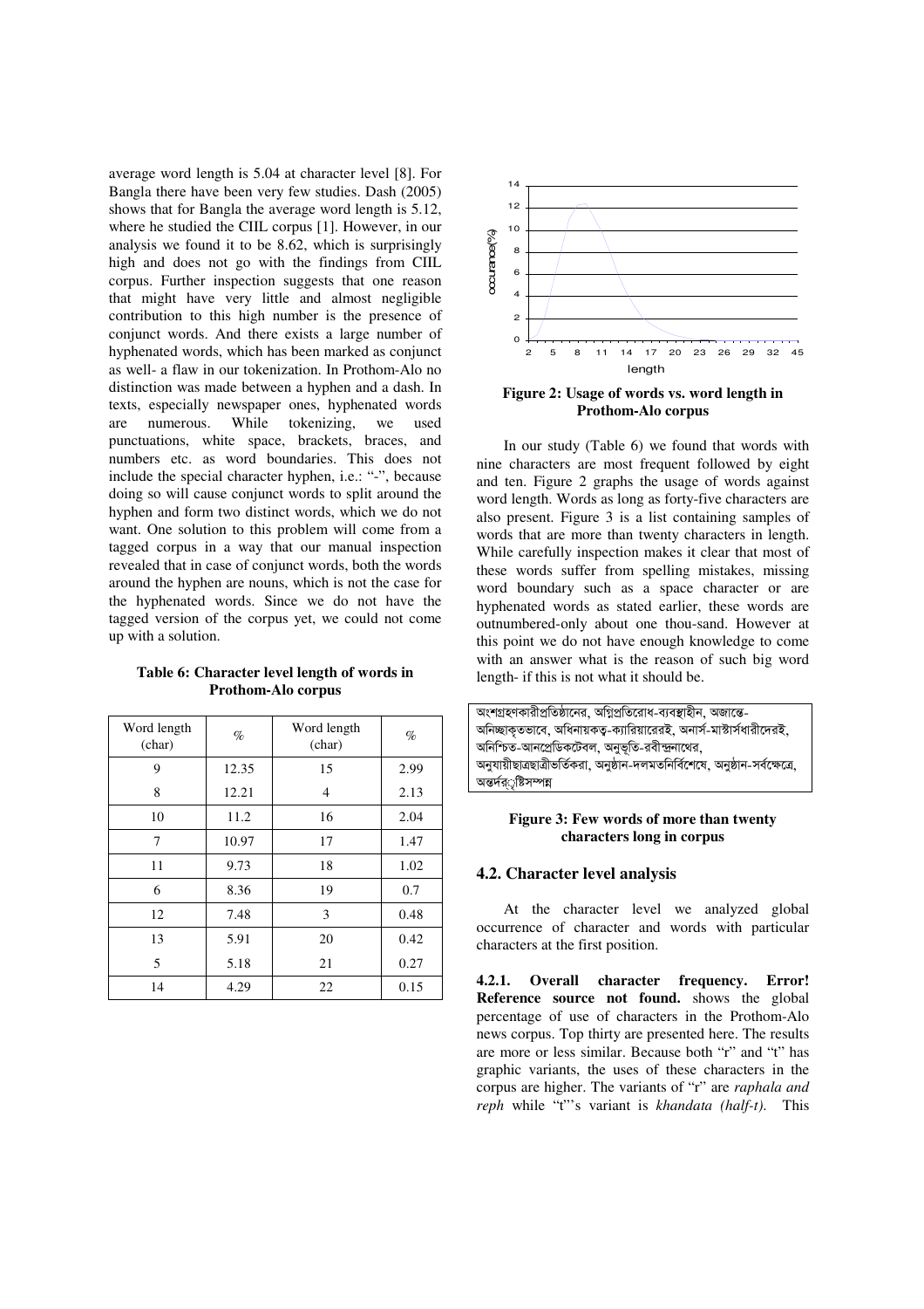average word length is 5.04 at character level [8]. For Bangla there have been very few studies. Dash (2005) shows that for Bangla the average word length is 5.12, where he studied the CIIL corpus [1]. However, in our analysis we found it to be 8.62, which is surprisingly high and does not go with the findings from CIIL corpus. Further inspection suggests that one reason that might have very little and almost negligible contribution to this high number is the presence of conjunct words. And there exists a large number of hyphenated words, which has been marked as conjunct as well- a flaw in our tokenization. In Prothom-Alo no distinction was made between a hyphen and a dash. In texts, especially newspaper ones, hyphenated words are numerous. While tokenizing, we used punctuations, white space, brackets, braces, and numbers etc. as word boundaries. This does not include the special character hyphen, i.e.: "-", because doing so will cause conjunct words to split around the hyphen and form two distinct words, which we do not want. One solution to this problem will come from a tagged corpus in a way that our manual inspection revealed that in case of conjunct words, both the words around the hyphen are nouns, which is not the case for the hyphenated words. Since we do not have the tagged version of the corpus yet, we could not come up with a solution.

**Table 6: Character level length of words in Prothom-Alo corpus**

| Word length (char) | % | Word length (char) | % |
|---|---|---|---|
| 9 | 12.35 | 15 | 2.99 |
| 8 | 12.21 | 4 | 2.13 |
| 10 | 11.2 | 16 | 2.04 |
| 7 | 10.97 | 17 | 1.47 |
| 11 | 9.73 | 18 | 1.02 |
| 6 | 8.36 | 19 | 0.7 |
| 12 | 7.48 | 3 | 0.48 |
| 13 | 5.91 | 20 | 0.42 |
| 5 | 5.18 | 21 | 0.27 |
| 14 | 4.29 | 22 | 0.15 |

**Figure 2: Usage of words vs. word length in Prothom-Alo corpus**

In our study (Table 6) we found that words with nine characters are most frequent followed by eight and ten. Figure 2 graphs the usage of words against word length. Words as long as forty-five characters are also present. Figure 3 is a list containing samples of words that are more than twenty characters in length. While carefully inspection makes it clear that most of these words suffer from spelling mistakes, missing word boundary such as a space character or are hyphenated words as stated earlier, these words are outnumbered-only about one thou-sand. However at this point we do not have enough knowledge to come with an answer what is the reason of such big word length- if this is not what it should be.

অংশগ্রহণকারীপ্রতিষ্ঠানের, অগ্নিপ্রতিরোধ-ব্যবস্থাহীন, অজান্তে-অনিচ্ছাকৃতভাবে, অধিনায়কত্ব-ক্যারিয়ারেরই, অনার্স-মাস্টার্সধারীদেরই, অনিশ্চিত-আনপ্রেডিকটেবল, অনুভূতি-রবীন্দ্রনাথের, অনুযায়ীছাত্রছাত্রীভর্তিকরা, অনুষ্ঠান-দলমতনির্বিশেষে, অনুষ্ঠান-সর্বক্ষেত্রে, অন্তর্দর্ৃষ্টিসম্পন্ন

**Figure 3: Few words of more than twenty characters long in corpus**

### 4.2. Character level analysis

At the character level we analyzed global occurrence of character and words with particular characters at the first position.

**4.2.1. Overall character frequency. Error! Reference source not found.** shows the global percentage of use of characters in the Prothom-Alo news corpus. Top thirty are presented here. The results are more or less similar. Because both "r" and "t" has graphic variants, the uses of these characters in the corpus are higher. The variants of "r" are *raphala and reph* while "t"'s variant is *khandata (half-t).* This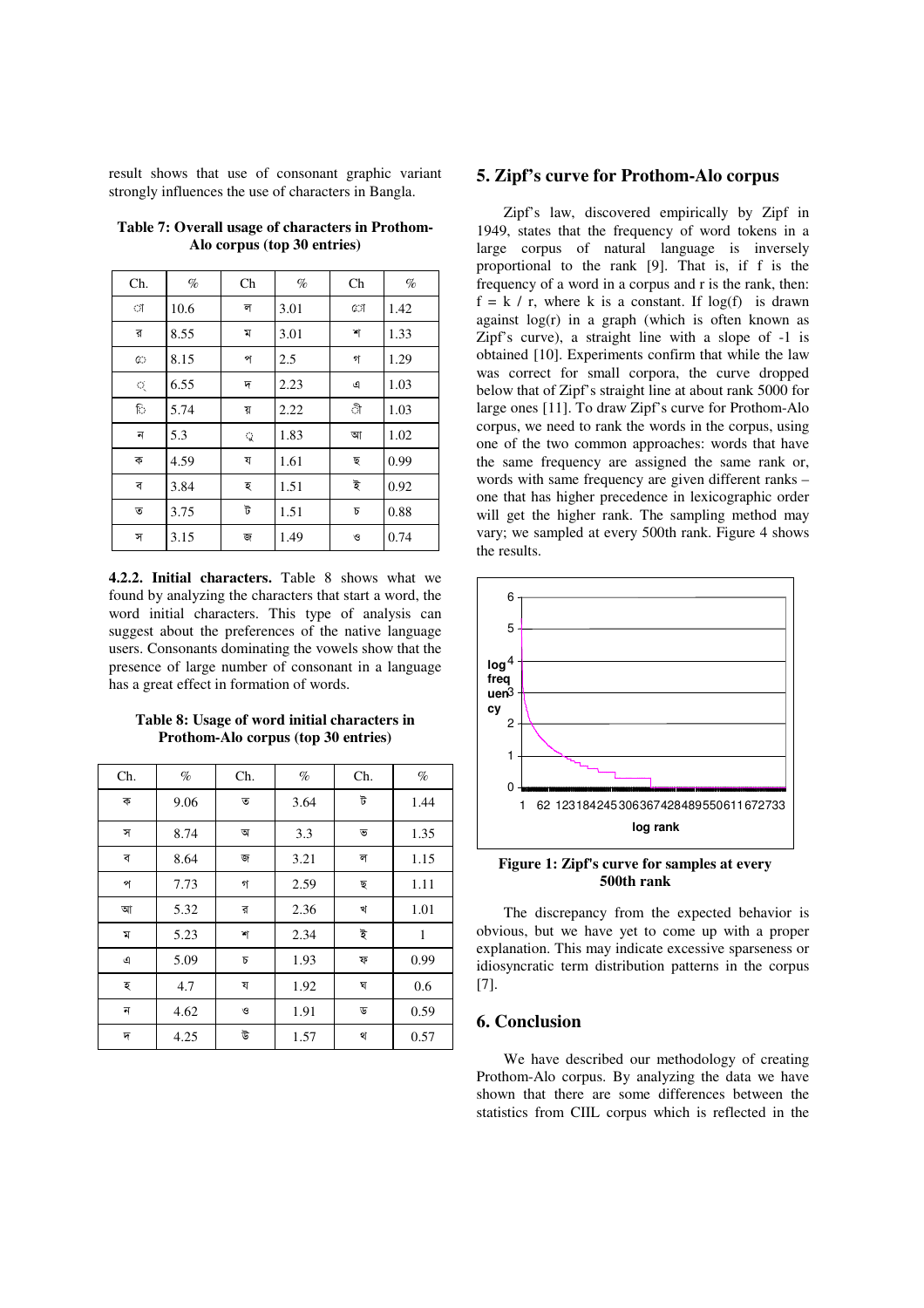result shows that use of consonant graphic variant strongly influences the use of characters in Bangla.

**Table 7: Overall usage of characters in Prothom-Alo corpus (top 30 entries)**

| Ch. | % | Ch | % | Ch | % |
|---|---|---|---|---|---|
| া | 10.6 | ল | 3.01 | ো | 1.42 |
| র | 8.55 | ম | 3.01 | শ | 1.33 |
| ে | 8.15 | প | 2.5 | গ | 1.29 |
| ্ | 6.55 | দ | 2.23 | এ | 1.03 |
| ি | 5.74 | য় | 2.22 | ী | 1.03 |
| ন | 5.3 | ু | 1.83 | আ | 1.02 |
| ক | 4.59 | য | 1.61 | ছ | 0.99 |
| ব | 3.84 | হ | 1.51 | ই | 0.92 |
| ত | 3.75 | ট | 1.51 | চ | 0.88 |
| স | 3.15 | জ | 1.49 | ও | 0.74 |

**4.2.2. Initial characters.** Table 8 shows what we found by analyzing the characters that start a word, the word initial characters. This type of analysis can suggest about the preferences of the native language users. Consonants dominating the vowels show that the presence of large number of consonant in a language has a great effect in formation of words.

**Table 8: Usage of word initial characters in Prothom-Alo corpus (top 30 entries)**

| Ch. | % | Ch. | % | Ch. | % |
|---|---|---|---|---|---|
| ক | 9.06 | ত | 3.64 | ট | 1.44 |
| স | 8.74 | অ | 3.3 | ভ | 1.35 |
| ব | 8.64 | জ | 3.21 | ল | 1.15 |
| প | 7.73 | গ | 2.59 | ছ | 1.11 |
| আ | 5.32 | র | 2.36 | খ | 1.01 |
| ম | 5.23 | শ | 2.34 | ই | 1 |
| এ | 5.09 | চ | 1.93 | ফ | 0.99 |
| হ | 4.7 | য | 1.92 | ঘ | 0.6 |
| ন | 4.62 | ও | 1.91 | ড | 0.59 |
| দ | 4.25 | উ | 1.57 | থ | 0.57 |

## 5. Zipf's curve for Prothom-Alo corpus

Zipf's law, discovered empirically by Zipf in 1949, states that the frequency of word tokens in a large corpus of natural language is inversely proportional to the rank [9]. That is, if f is the frequency of a word in a corpus and r is the rank, then: $f = k / r$, where k is a constant. If $\log(f)$ is drawn against $\log(r)$ in a graph (which is often known as Zipf's curve), a straight line with a slope of -1 is obtained [10]. Experiments confirm that while the law was correct for small corpora, the curve dropped below that of Zipf's straight line at about rank 5000 for large ones [11]. To draw Zipf's curve for Prothom-Alo corpus, we need to rank the words in the corpus, using one of the two common approaches: words that have the same frequency are assigned the same rank or, words with same frequency are given different ranks – one that has higher precedence in lexicographic order will get the higher rank. The sampling method may vary; we sampled at every 500th rank. Figure 4 shows the results.

**Figure 1: Zipf's curve for samples at every 500th rank**

The discrepancy from the expected behavior is obvious, but we have yet to come up with a proper explanation. This may indicate excessive sparseness or idiosyncratic term distribution patterns in the corpus [7].

## 6. Conclusion

We have described our methodology of creating Prothom-Alo corpus. By analyzing the data we have shown that there are some differences between the statistics from CIIL corpus which is reflected in the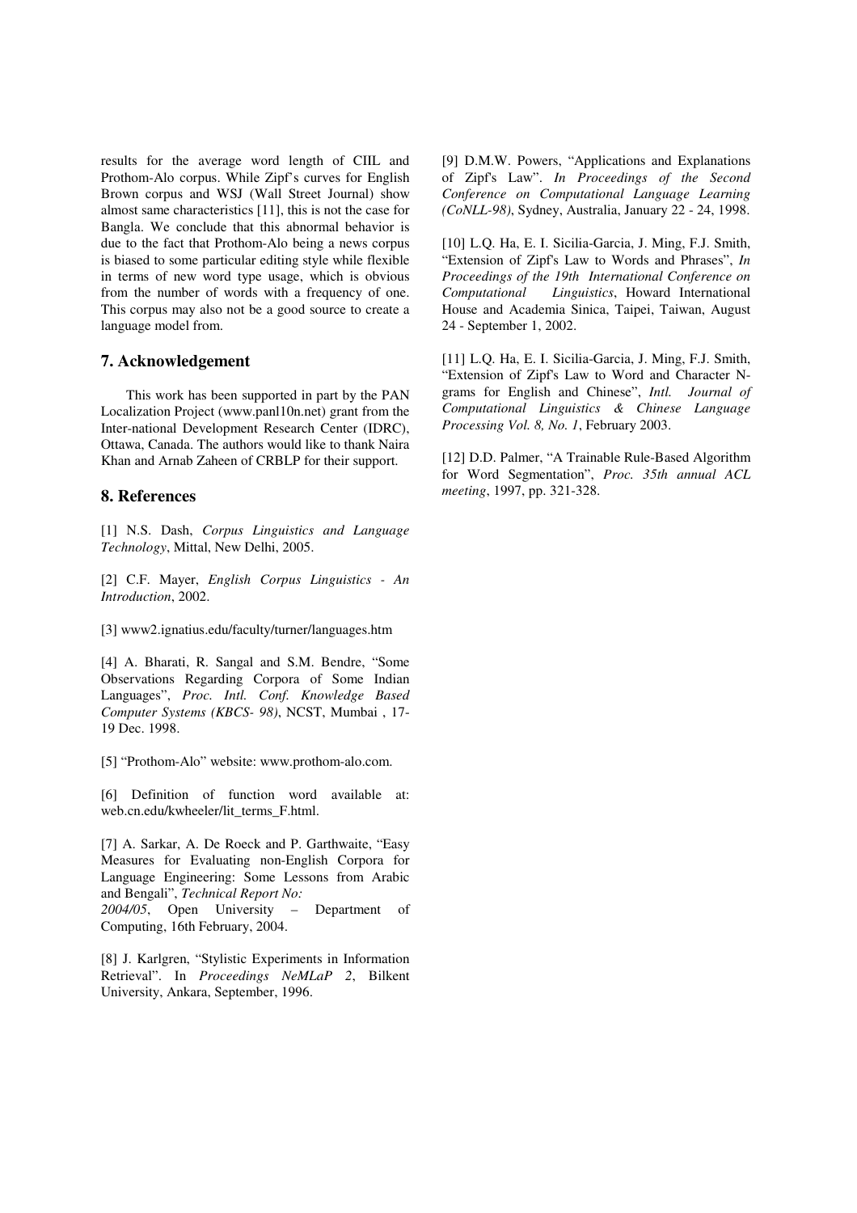results for the average word length of CIIL and Prothom-Alo corpus. While Zipf's curves for English Brown corpus and WSJ (Wall Street Journal) show almost same characteristics [11], this is not the case for Bangla. We conclude that this abnormal behavior is due to the fact that Prothom-Alo being a news corpus is biased to some particular editing style while flexible in terms of new word type usage, which is obvious from the number of words with a frequency of one. This corpus may also not be a good source to create a language model from.

## 7. Acknowledgement

This work has been supported in part by the PAN Localization Project (www.panl10n.net) grant from the Inter-national Development Research Center (IDRC), Ottawa, Canada. The authors would like to thank Naira Khan and Arnab Zaheen of CRBLP for their support.

## 8. References

[1] N.S. Dash, *Corpus Linguistics and Language Technology*, Mittal, New Delhi, 2005.

[2] C.F. Mayer, *English Corpus Linguistics - An Introduction*, 2002.

[3] www2.ignatius.edu/faculty/turner/languages.htm

[4] A. Bharati, R. Sangal and S.M. Bendre, "Some Observations Regarding Corpora of Some Indian Languages", *Proc. Intl. Conf. Knowledge Based Computer Systems (KBCS- 98)*, NCST, Mumbai , 17-19 Dec. 1998.

[5] "Prothom-Alo" website: www.prothom-alo.com.

[6] Definition of function word available at: web.cn.edu/kwheeler/lit_terms_F.html.

[7] A. Sarkar, A. De Roeck and P. Garthwaite, "Easy Measures for Evaluating non-English Corpora for Language Engineering: Some Lessons from Arabic and Bengali", *Technical Report No: 2004/05*, Open University – Department of Computing, 16th February, 2004.

[8] J. Karlgren, "Stylistic Experiments in Information Retrieval". In *Proceedings NeMLaP 2*, Bilkent University, Ankara, September, 1996.

[9] D.M.W. Powers, "Applications and Explanations of Zipf's Law". *In Proceedings of the Second Conference on Computational Language Learning (CoNLL-98)*, Sydney, Australia, January 22 - 24, 1998.

[10] L.Q. Ha, E. I. Sicilia-Garcia, J. Ming, F.J. Smith, "Extension of Zipf's Law to Words and Phrases", *In Proceedings of the 19th International Conference on Computational Linguistics*, Howard International House and Academia Sinica, Taipei, Taiwan, August 24 - September 1, 2002.

[11] L.Q. Ha, E. I. Sicilia-Garcia, J. Ming, F.J. Smith, "Extension of Zipf's Law to Word and Character N-grams for English and Chinese", *Intl. Journal of Computational Linguistics & Chinese Language Processing Vol. 8, No. 1*, February 2003.

[12] D.D. Palmer, "A Trainable Rule-Based Algorithm for Word Segmentation", *Proc. 35th annual ACL meeting*, 1997, pp. 321-328.